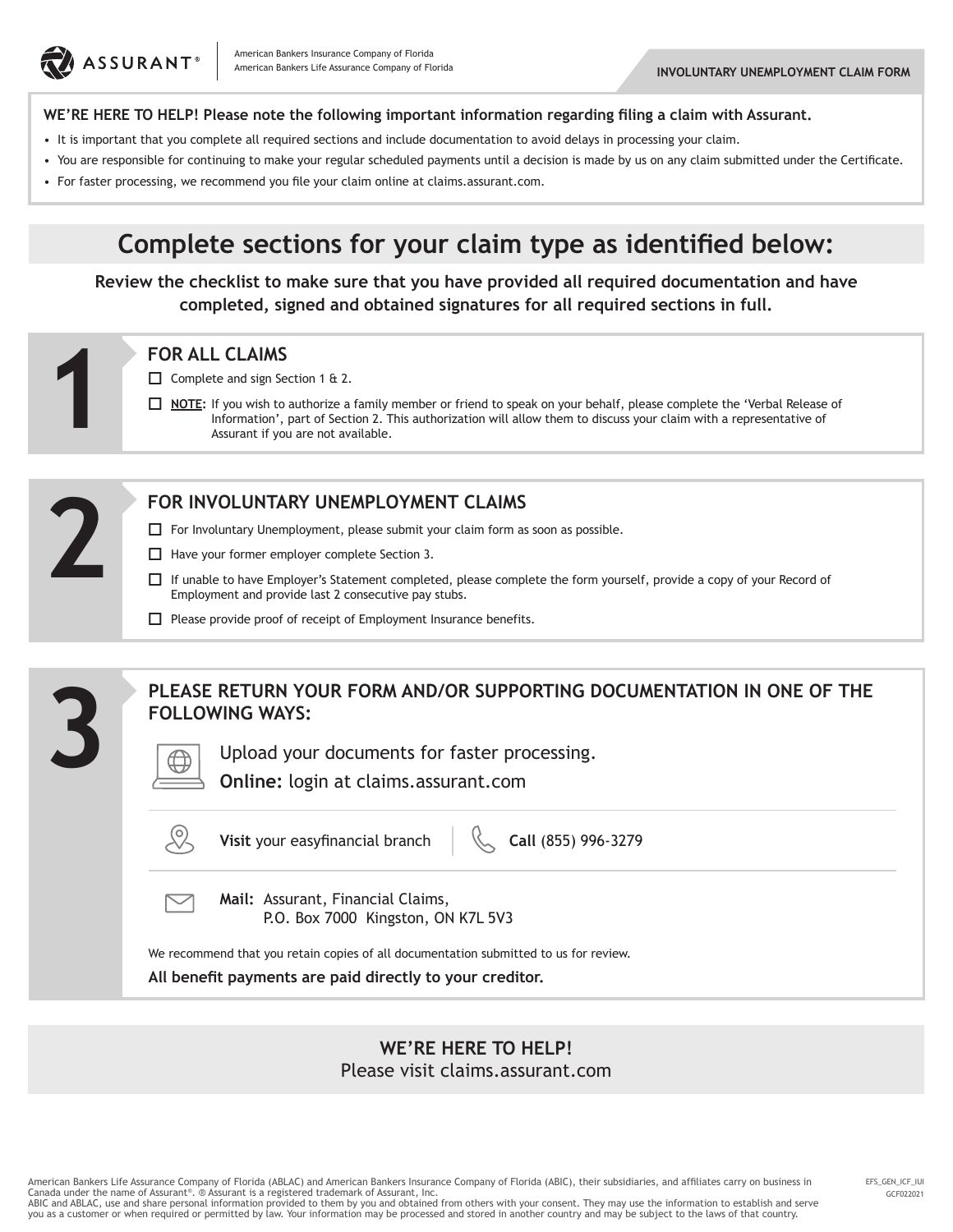ASSURANT®

American Bankers Insurance Company of Florida
American Bankers Life Assurance Company of Florida

**INVOLUNTARY UNEMPLOYMENT CLAIM FORM**

**WE'RE HERE TO HELP! Please note the following important information regarding filing a claim with Assurant.**

- It is important that you complete all required sections and include documentation to avoid delays in processing your claim.
- You are responsible for continuing to make your regular scheduled payments until a decision is made by us on any claim submitted under the Certificate.
- For faster processing, we recommend you file your claim online at claims.assurant.com.

# Complete sections for your claim type as identified below:

**Review the checklist to make sure that you have provided all required documentation and have completed, signed and obtained signatures for all required sections in full.**

## 1 FOR ALL CLAIMS

- ☐ Complete and sign Section 1 & 2.
- ☐ **NOTE:** If you wish to authorize a family member or friend to speak on your behalf, please complete the 'Verbal Release of Information', part of Section 2. This authorization will allow them to discuss your claim with a representative of Assurant if you are not available.

## 2 FOR INVOLUNTARY UNEMPLOYMENT CLAIMS

- ☐ For Involuntary Unemployment, please submit your claim form as soon as possible.
- ☐ Have your former employer complete Section 3.
- ☐ If unable to have Employer's Statement completed, please complete the form yourself, provide a copy of your Record of Employment and provide last 2 consecutive pay stubs.
- ☐ Please provide proof of receipt of Employment Insurance benefits.

## 3 PLEASE RETURN YOUR FORM AND/OR SUPPORTING DOCUMENTATION IN ONE OF THE FOLLOWING WAYS:

Upload your documents for faster processing.
**Online:** login at claims.assurant.com

**Visit** your easyfinancial branch

**Call** (855) 996-3279

**Mail:** Assurant, Financial Claims,
P.O. Box 7000 Kingston, ON K7L 5V3

We recommend that you retain copies of all documentation submitted to us for review.

**All benefit payments are paid directly to your creditor.**

**WE'RE HERE TO HELP!**
Please visit claims.assurant.com

American Bankers Life Assurance Company of Florida (ABLAC) and American Bankers Insurance Company of Florida (ABIC), their subsidiaries, and affiliates carry on business in Canada under the name of Assurant®. ® Assurant is a registered trademark of Assurant, Inc.
ABIC and ABLAC, use and share personal information provided to them by you and obtained from others with your consent. They may use the information to establish and serve you as a customer or when required or permitted by law. Your information may be processed and stored in another country and may be subject to the laws of that country.

EFS_GEN_ICF_IUI
GCF022021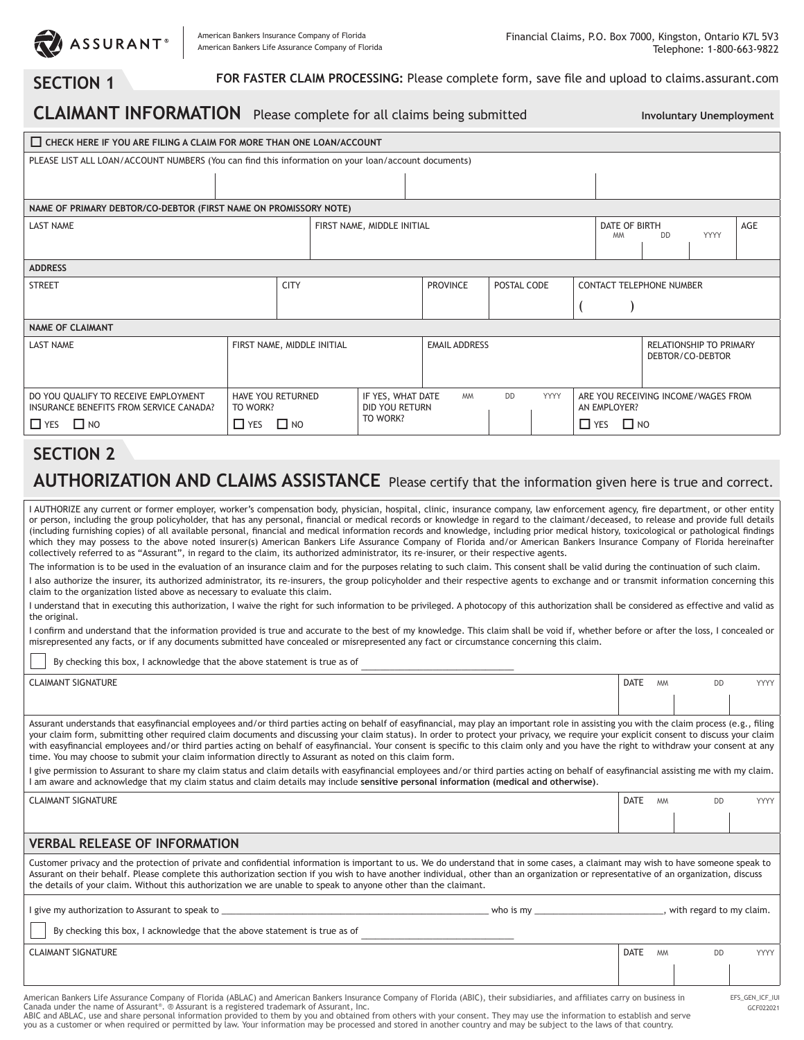ASSURANT®

American Bankers Insurance Company of Florida
American Bankers Life Assurance Company of Florida

Financial Claims, P.O. Box 7000, Kingston, Ontario K7L 5V3
Telephone: 1-800-663-9822

## SECTION 1

**FOR FASTER CLAIM PROCESSING:** Please complete form, save file and upload to claims.assurant.com

## CLAIMANT INFORMATION Please complete for all claims being submitted

**Involuntary Unemployment**

☐ **CHECK HERE IF YOU ARE FILING A CLAIM FOR MORE THAN ONE LOAN/ACCOUNT**

PLEASE LIST ALL LOAN/ACCOUNT NUMBERS (You can find this information on your loan/account documents)

| | | | |
|---|---|---|---|
| | | | |

**NAME OF PRIMARY DEBTOR/CO-DEBTOR (FIRST NAME ON PROMISSORY NOTE)**

| LAST NAME | FIRST NAME, MIDDLE INITIAL | DATE OF BIRTH MM DD YYYY | AGE |
|---|---|---|---|
| | | | |

**ADDRESS**

| STREET | CITY | PROVINCE | POSTAL CODE | CONTACT TELEPHONE NUMBER |
|---|---|---|---|---|
| | | | | ( ) |

**NAME OF CLAIMANT**

| LAST NAME | FIRST NAME, MIDDLE INITIAL | EMAIL ADDRESS | RELATIONSHIP TO PRIMARY DEBTOR/CO-DEBTOR |
|---|---|---|---|
| | | | |

| DO YOU QUALIFY TO RECEIVE EMPLOYMENT INSURANCE BENEFITS FROM SERVICE CANADA? | HAVE YOU RETURNED TO WORK? | IF YES, WHAT DATE DID YOU RETURN TO WORK? MM DD YYYY | ARE YOU RECEIVING INCOME/WAGES FROM AN EMPLOYER? |
|---|---|---|---|
| ☐ YES ☐ NO | ☐ YES ☐ NO | | ☐ YES ☐ NO |

## SECTION 2

## AUTHORIZATION AND CLAIMS ASSISTANCE Please certify that the information given here is true and correct.

I AUTHORIZE any current or former employer, worker's compensation body, physician, hospital, clinic, insurance company, law enforcement agency, fire department, or other entity or person, including the group policyholder, that has any personal, financial or medical records or knowledge in regard to the claimant/deceased, to release and provide full details (including furnishing copies) of all available personal, financial and medical information records and knowledge, including prior medical history, toxicological or pathological findings which they may possess to the above noted insurer(s) American Bankers Life Assurance Company of Florida and/or American Bankers Insurance Company of Florida hereinafter collectively referred to as "Assurant", in regard to the claim, its authorized administrator, its re-insurer, or their respective agents.

The information is to be used in the evaluation of an insurance claim and for the purposes relating to such claim. This consent shall be valid during the continuation of such claim.

I also authorize the insurer, its authorized administrator, its re-insurers, the group policyholder and their respective agents to exchange and or transmit information concerning this claim to the organization listed above as necessary to evaluate this claim.

I understand that in executing this authorization, I waive the right for such information to be privileged. A photocopy of this authorization shall be considered as effective and valid as the original.

I confirm and understand that the information provided is true and accurate to the best of my knowledge. This claim shall be void if, whether before or after the loss, I concealed or misrepresented any facts, or if any documents submitted have concealed or misrepresented any fact or circumstance concerning this claim.

☐ By checking this box, I acknowledge that the above statement is true as of ______________________________

| CLAIMANT SIGNATURE | DATE MM DD YYYY |
|---|---|
| | |

Assurant understands that easyfinancial employees and/or third parties acting on behalf of easyfinancial, may play an important role in assisting you with the claim process (e.g., filing your claim form, submitting other required claim documents and discussing your claim status). In order to protect your privacy, we require your explicit consent to discuss your claim with easyfinancial employees and/or third parties acting on behalf of easyfinancial. Your consent is specific to this claim only and you have the right to withdraw your consent at any time. You may choose to submit your claim information directly to Assurant as noted on this claim form.

I give permission to Assurant to share my claim status and claim details with easyfinancial employees and/or third parties acting on behalf of easyfinancial assisting me with my claim. I am aware and acknowledge that my claim status and claim details may include **sensitive personal information (medical and otherwise)**.

| CLAIMANT SIGNATURE | DATE MM DD YYYY |
|---|---|
| | |

### VERBAL RELEASE OF INFORMATION

Customer privacy and the protection of private and confidential information is important to us. We do understand that in some cases, a claimant may wish to have someone speak to Assurant on their behalf. Please complete this authorization section if you wish to have another individual, other than an organization or representative of an organization, discuss the details of your claim. Without this authorization we are unable to speak to anyone other than the claimant.

I give my authorization to Assurant to speak to ______________________________ who is my ______________________________, with regard to my claim.

☐ By checking this box, I acknowledge that the above statement is true as of ______________________________

| CLAIMANT SIGNATURE | DATE MM DD YYYY |
|---|---|
| | |

American Bankers Life Assurance Company of Florida (ABLAC) and American Bankers Insurance Company of Florida (ABIC), their subsidiaries, and affiliates carry on business in Canada under the name of Assurant®. ® Assurant is a registered trademark of Assurant, Inc.
ABIC and ABLAC, use and share personal information provided to them by you and obtained from others with your consent. They may use the information to establish and serve you as a customer or when required or permitted by law. Your information may be processed and stored in another country and may be subject to the laws of that country.

EFS_GEN_ICF_IUI
GCF022021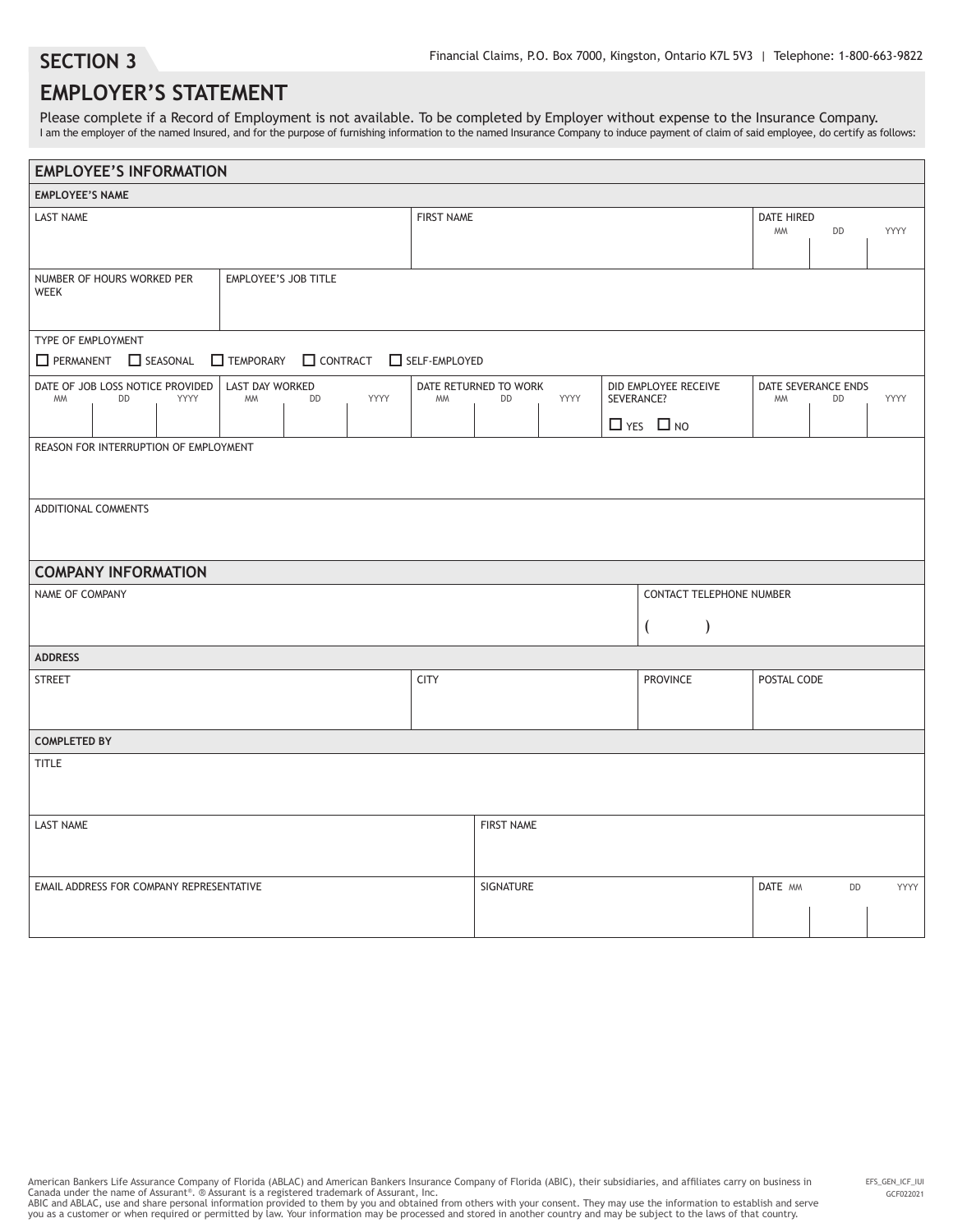## SECTION 3

Financial Claims, P.O. Box 7000, Kingston, Ontario K7L 5V3 | Telephone: 1-800-663-9822

## EMPLOYER'S STATEMENT

Please complete if a Record of Employment is not available. To be completed by Employer without expense to the Insurance Company.

I am the employer of the named Insured, and for the purpose of furnishing information to the named Insurance Company to induce payment of claim of said employee, do certify as follows:

### EMPLOYEE'S INFORMATION

**EMPLOYEE'S NAME**

| LAST NAME | FIRST NAME | DATE HIRED (MM / DD / YYYY) |
|---|---|---|
| | | |

| NUMBER OF HOURS WORKED PER WEEK | EMPLOYEE'S JOB TITLE |
|---|---|
| | |

TYPE OF EMPLOYMENT

☐ PERMANENT ☐ SEASONAL ☐ TEMPORARY ☐ CONTRACT ☐ SELF-EMPLOYED

| DATE OF JOB LOSS NOTICE PROVIDED (MM / DD / YYYY) | LAST DAY WORKED (MM / DD / YYYY) | DATE RETURNED TO WORK (MM / DD / YYYY) | DID EMPLOYEE RECEIVE SEVERANCE? | DATE SEVERANCE ENDS (MM / DD / YYYY) |
|---|---|---|---|---|
| | | | ☐ YES ☐ NO | |

REASON FOR INTERRUPTION OF EMPLOYMENT

ADDITIONAL COMMENTS

### COMPANY INFORMATION

| NAME OF COMPANY | CONTACT TELEPHONE NUMBER |
|---|---|
| | ( ) |

**ADDRESS**

| STREET | CITY | PROVINCE | POSTAL CODE |
|---|---|---|---|
| | | | |

**COMPLETED BY**

TITLE

| LAST NAME | FIRST NAME |
|---|---|
| | |

| EMAIL ADDRESS FOR COMPANY REPRESENTATIVE | SIGNATURE | DATE (MM / DD / YYYY) |
|---|---|---|
| | | |

American Bankers Life Assurance Company of Florida (ABLAC) and American Bankers Insurance Company of Florida (ABIC), their subsidiaries, and affiliates carry on business in Canada under the name of Assurant®. ® Assurant is a registered trademark of Assurant, Inc.
ABIC and ABLAC, use and share personal information provided to them by you and obtained from others with your consent. They may use the information to establish and serve you as a customer or when required or permitted by law. Your information may be processed and stored in another country and may be subject to the laws of that country.

EFS_GEN_ICF_IUI
GCF022021